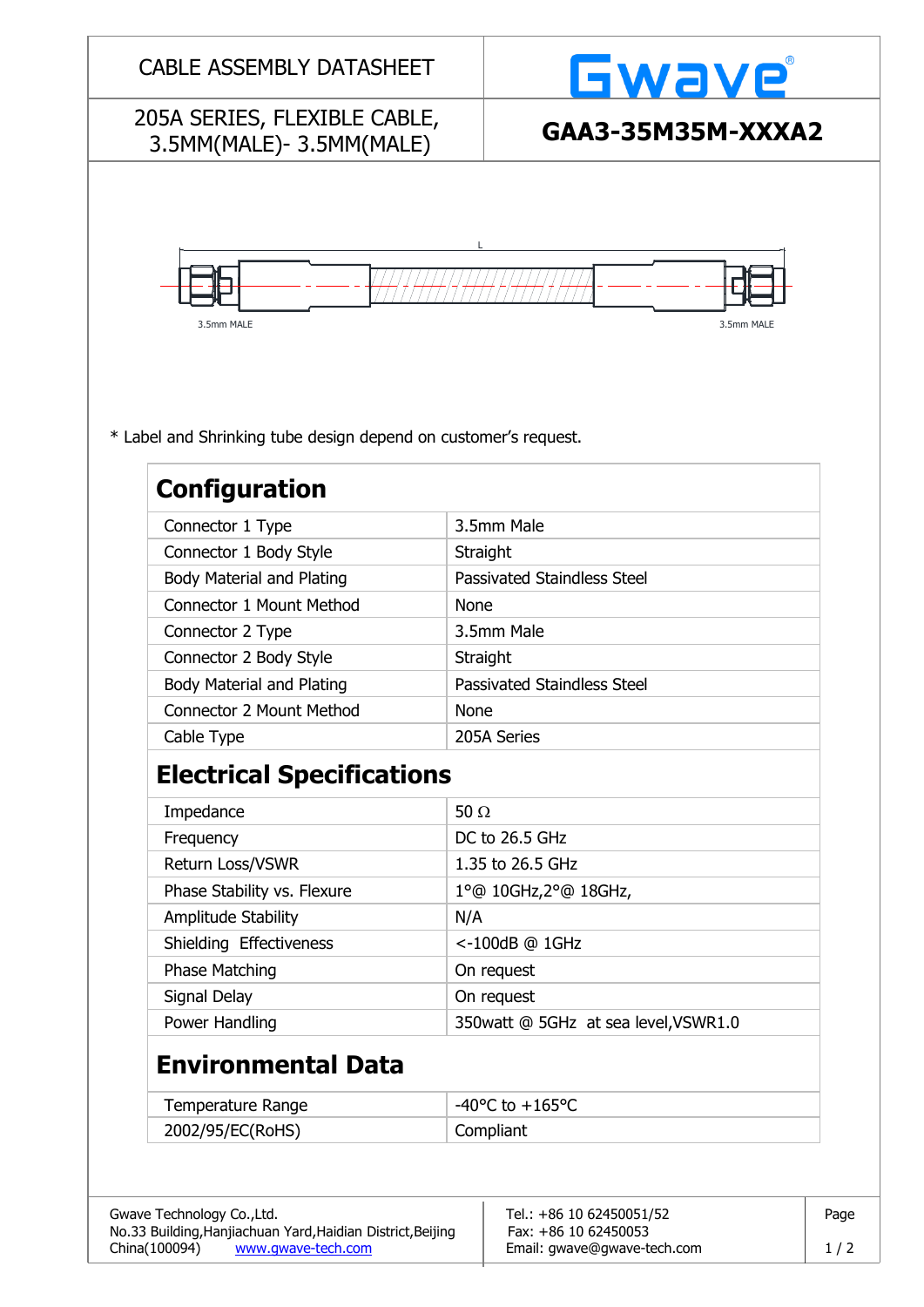# CABLE ASSEMBLY DATASHEET

Gwave

## 205A SERIES, FLEXIBLE CABLE, 3.5MM(MALE)- 3.5MM(MALE)

## GAA3-35M35M-XXXA2

L

3.5mm MALE

3.5mm MALE

\* Label and Shrinking tube design depend on customer's request.

## Configuration

| | |
|---|---|
| Connector 1 Type | 3.5mm Male |
| Connector 1 Body Style | Straight |
| Body Material and Plating | Passivated Staindless Steel |
| Connector 1 Mount Method | None |
| Connector 2 Type | 3.5mm Male |
| Connector 2 Body Style | Straight |
| Body Material and Plating | Passivated Staindless Steel |
| Connector 2 Mount Method | None |
| Cable Type | 205A Series |

## Electrical Specifications

| | |
|---|---|
| Impedance | 50 Ω |
| Frequency | DC to 26.5 GHz |
| Return Loss/VSWR | 1.35 to 26.5 GHz |
| Phase Stability vs. Flexure | 1°@ 10GHz,2°@ 18GHz, |
| Amplitude Stability | N/A |
| Shielding Effectiveness | <-100dB @ 1GHz |
| Phase Matching | On request |
| Signal Delay | On request |
| Power Handling | 350watt @ 5GHz at sea level,VSWR1.0 |

## Environmental Data

| | |
|---|---|
| Temperature Range | -40°C to +165°C |
| 2002/95/EC(RoHS) | Compliant |

Gwave Technology Co.,Ltd.
No.33 Building,Hanjiachuan Yard,Haidian District,Beijing
China(100094) www.gwave-tech.com

Tel.: +86 10 62450051/52
Fax: +86 10 62450053
Email: gwave@gwave-tech.com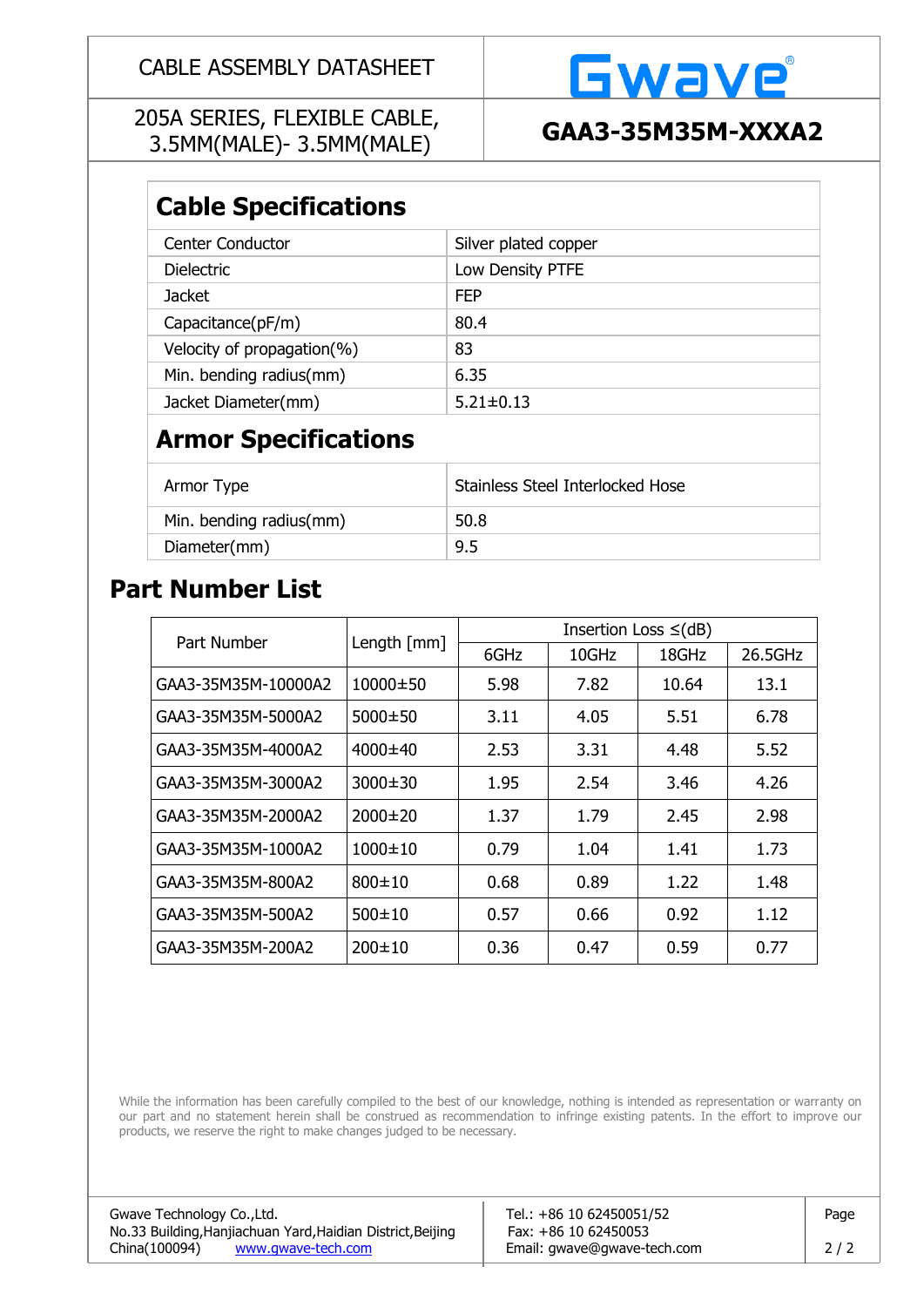CABLE ASSEMBLY DATASHEET

205A SERIES, FLEXIBLE CABLE, 3.5MM(MALE)- 3.5MM(MALE)

**GAA3-35M35M-XXXA2**

## Cable Specifications

| | |
|---|---|
| Center Conductor | Silver plated copper |
| Dielectric | Low Density PTFE |
| Jacket | FEP |
| Capacitance(pF/m) | 80.4 |
| Velocity of propagation(%) | 83 |
| Min. bending radius(mm) | 6.35 |
| Jacket Diameter(mm) | 5.21±0.13 |

## Armor Specifications

| | |
|---|---|
| Armor Type | Stainless Steel Interlocked Hose |
| Min. bending radius(mm) | 50.8 |
| Diameter(mm) | 9.5 |

## Part Number List

| Part Number | Length [mm] | Insertion Loss ≤(dB) | | | |
|---|---|---|---|---|---|
| | | 6GHz | 10GHz | 18GHz | 26.5GHz |
| GAA3-35M35M-10000A2 | 10000±50 | 5.98 | 7.82 | 10.64 | 13.1 |
| GAA3-35M35M-5000A2 | 5000±50 | 3.11 | 4.05 | 5.51 | 6.78 |
| GAA3-35M35M-4000A2 | 4000±40 | 2.53 | 3.31 | 4.48 | 5.52 |
| GAA3-35M35M-3000A2 | 3000±30 | 1.95 | 2.54 | 3.46 | 4.26 |
| GAA3-35M35M-2000A2 | 2000±20 | 1.37 | 1.79 | 2.45 | 2.98 |
| GAA3-35M35M-1000A2 | 1000±10 | 0.79 | 1.04 | 1.41 | 1.73 |
| GAA3-35M35M-800A2 | 800±10 | 0.68 | 0.89 | 1.22 | 1.48 |
| GAA3-35M35M-500A2 | 500±10 | 0.57 | 0.66 | 0.92 | 1.12 |
| GAA3-35M35M-200A2 | 200±10 | 0.36 | 0.47 | 0.59 | 0.77 |

While the information has been carefully compiled to the best of our knowledge, nothing is intended as representation or warranty on our part and no statement herein shall be construed as recommendation to infringe existing patents. In the effort to improve our products, we reserve the right to make changes judged to be necessary.

Gwave Technology Co.,Ltd.
No.33 Building,Hanjiachuan Yard,Haidian District,Beijing
China(100094) www.gwave-tech.com

Tel.: +86 10 62450051/52
Fax: +86 10 62450053
Email: gwave@gwave-tech.com